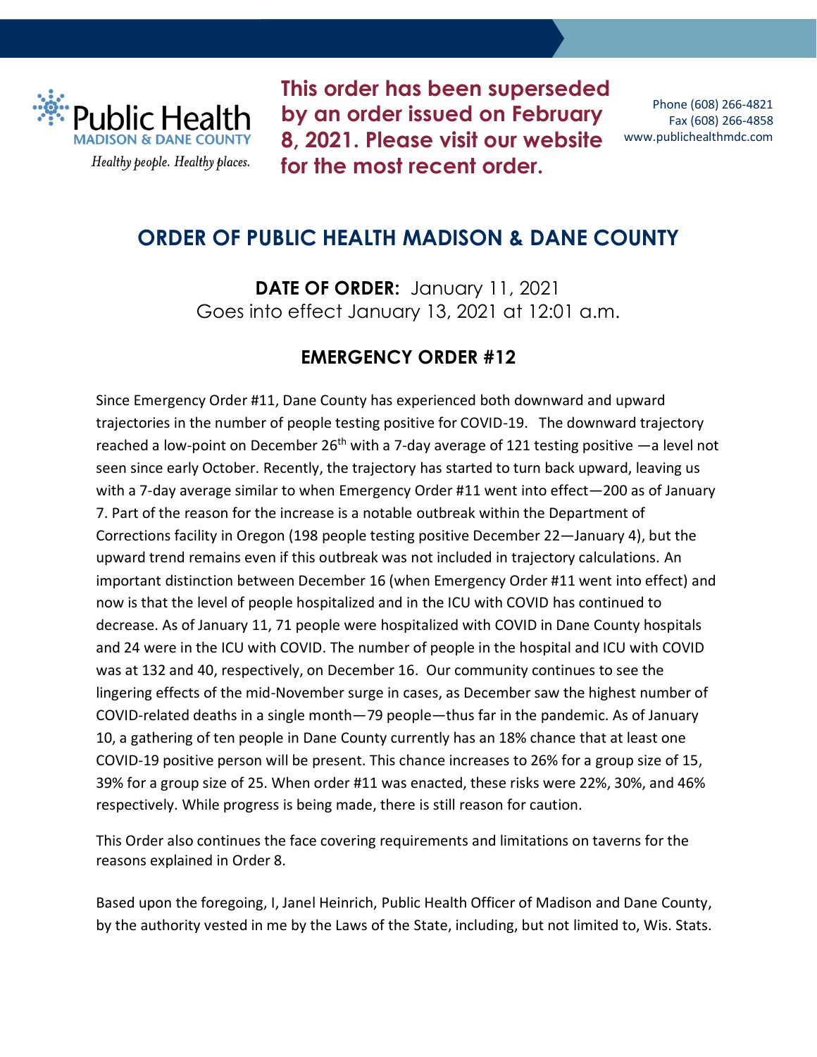**This order has been superseded by an order issued on February 8, 2021. Please visit our website for the most recent order.**

Public Health MADISON & DANE COUNTY

*Healthy people. Healthy places.*

Phone (608) 266-4821
Fax (608) 266-4858
www.publichealthmdc.com

# ORDER OF PUBLIC HEALTH MADISON & DANE COUNTY

**DATE OF ORDER:** January 11, 2021
Goes into effect January 13, 2021 at 12:01 a.m.

## EMERGENCY ORDER #12

Since Emergency Order #11, Dane County has experienced both downward and upward trajectories in the number of people testing positive for COVID-19. The downward trajectory reached a low-point on December 26th with a 7-day average of 121 testing positive —a level not seen since early October. Recently, the trajectory has started to turn back upward, leaving us with a 7-day average similar to when Emergency Order #11 went into effect—200 as of January 7. Part of the reason for the increase is a notable outbreak within the Department of Corrections facility in Oregon (198 people testing positive December 22—January 4), but the upward trend remains even if this outbreak was not included in trajectory calculations. An important distinction between December 16 (when Emergency Order #11 went into effect) and now is that the level of people hospitalized and in the ICU with COVID has continued to decrease. As of January 11, 71 people were hospitalized with COVID in Dane County hospitals and 24 were in the ICU with COVID. The number of people in the hospital and ICU with COVID was at 132 and 40, respectively, on December 16. Our community continues to see the lingering effects of the mid-November surge in cases, as December saw the highest number of COVID-related deaths in a single month—79 people—thus far in the pandemic. As of January 10, a gathering of ten people in Dane County currently has an 18% chance that at least one COVID-19 positive person will be present. This chance increases to 26% for a group size of 15, 39% for a group size of 25. When order #11 was enacted, these risks were 22%, 30%, and 46% respectively. While progress is being made, there is still reason for caution.

This Order also continues the face covering requirements and limitations on taverns for the reasons explained in Order 8.

Based upon the foregoing, I, Janel Heinrich, Public Health Officer of Madison and Dane County, by the authority vested in me by the Laws of the State, including, but not limited to, Wis. Stats.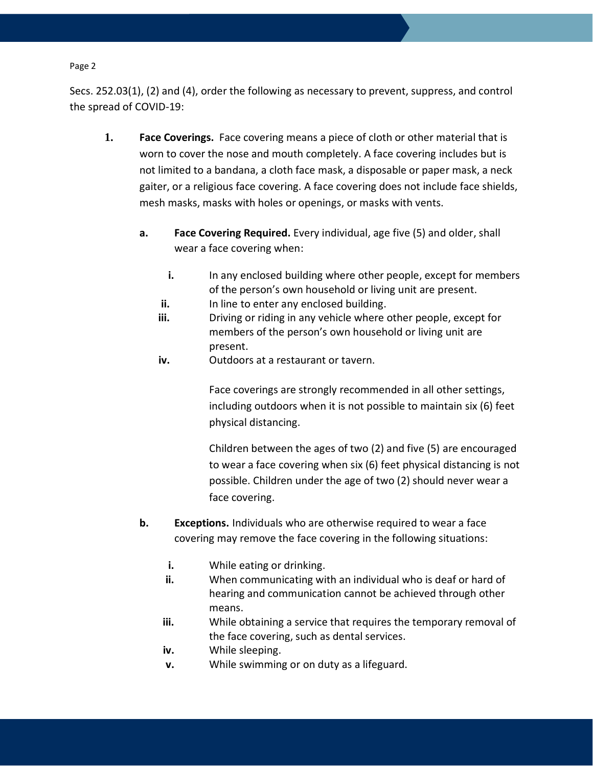Secs. 252.03(1), (2) and (4), order the following as necessary to prevent, suppress, and control the spread of COVID-19:

1. **Face Coverings.** Face covering means a piece of cloth or other material that is worn to cover the nose and mouth completely. A face covering includes but is not limited to a bandana, a cloth face mask, a disposable or paper mask, a neck gaiter, or a religious face covering. A face covering does not include face shields, mesh masks, masks with holes or openings, or masks with vents.

   a. **Face Covering Required.** Every individual, age five (5) and older, shall wear a face covering when:

      i. In any enclosed building where other people, except for members of the person's own household or living unit are present.
      ii. In line to enter any enclosed building.
      iii. Driving or riding in any vehicle where other people, except for members of the person's own household or living unit are present.
      iv. Outdoors at a restaurant or tavern.

      Face coverings are strongly recommended in all other settings, including outdoors when it is not possible to maintain six (6) feet physical distancing.

      Children between the ages of two (2) and five (5) are encouraged to wear a face covering when six (6) feet physical distancing is not possible. Children under the age of two (2) should never wear a face covering.

   b. **Exceptions.** Individuals who are otherwise required to wear a face covering may remove the face covering in the following situations:

      i. While eating or drinking.
      ii. When communicating with an individual who is deaf or hard of hearing and communication cannot be achieved through other means.
      iii. While obtaining a service that requires the temporary removal of the face covering, such as dental services.
      iv. While sleeping.
      v. While swimming or on duty as a lifeguard.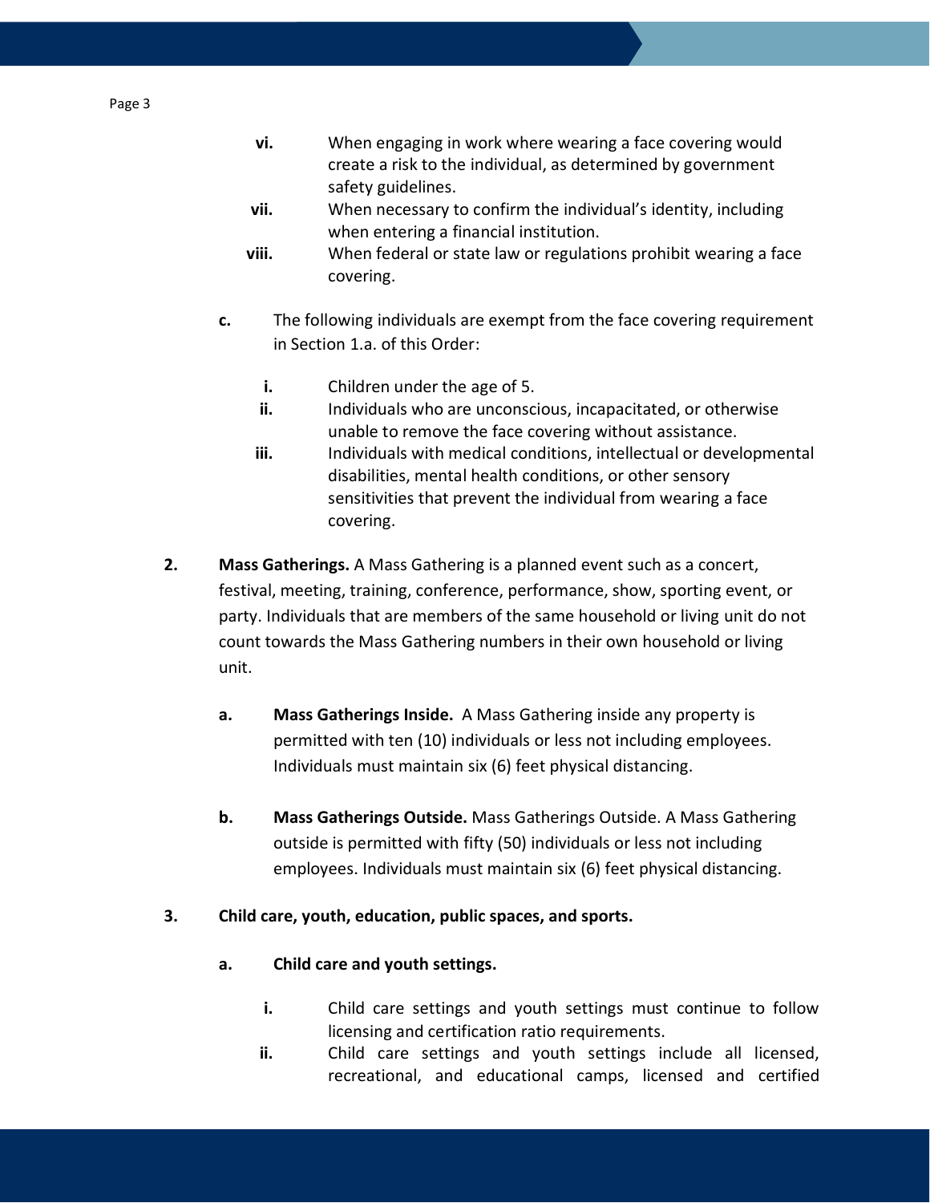- **vi.** When engaging in work where wearing a face covering would create a risk to the individual, as determined by government safety guidelines.
- **vii.** When necessary to confirm the individual's identity, including when entering a financial institution.
- **viii.** When federal or state law or regulations prohibit wearing a face covering.

**c.** The following individuals are exempt from the face covering requirement in Section 1.a. of this Order:

- **i.** Children under the age of 5.
- **ii.** Individuals who are unconscious, incapacitated, or otherwise unable to remove the face covering without assistance.
- **iii.** Individuals with medical conditions, intellectual or developmental disabilities, mental health conditions, or other sensory sensitivities that prevent the individual from wearing a face covering.

**2. Mass Gatherings.** A Mass Gathering is a planned event such as a concert, festival, meeting, training, conference, performance, show, sporting event, or party. Individuals that are members of the same household or living unit do not count towards the Mass Gathering numbers in their own household or living unit.

**a. Mass Gatherings Inside.** A Mass Gathering inside any property is permitted with ten (10) individuals or less not including employees. Individuals must maintain six (6) feet physical distancing.

**b. Mass Gatherings Outside.** Mass Gatherings Outside. A Mass Gathering outside is permitted with fifty (50) individuals or less not including employees. Individuals must maintain six (6) feet physical distancing.

**3. Child care, youth, education, public spaces, and sports.**

**a. Child care and youth settings.**

- **i.** Child care settings and youth settings must continue to follow licensing and certification ratio requirements.
- **ii.** Child care settings and youth settings include all licensed, recreational, and educational camps, licensed and certified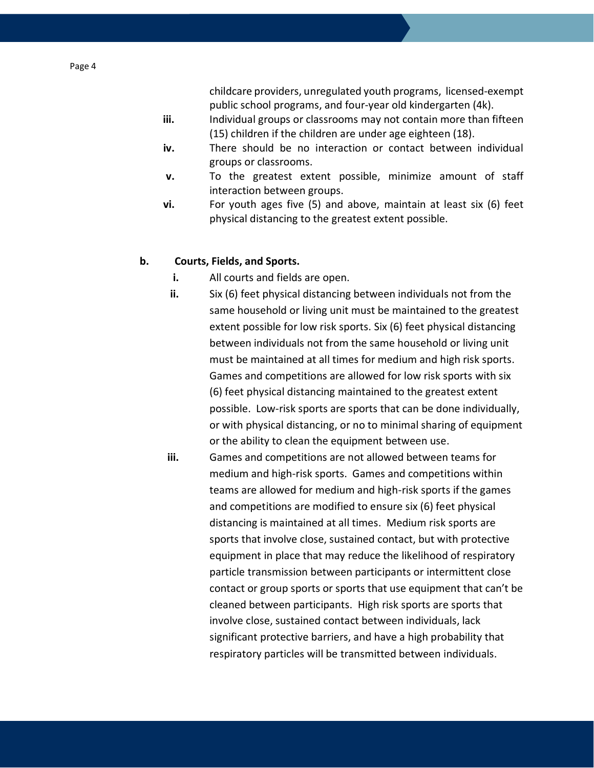childcare providers, unregulated youth programs, licensed-exempt public school programs, and four-year old kindergarten (4k).

- **iii.** Individual groups or classrooms may not contain more than fifteen (15) children if the children are under age eighteen (18).
- **iv.** There should be no interaction or contact between individual groups or classrooms.
- **v.** To the greatest extent possible, minimize amount of staff interaction between groups.
- **vi.** For youth ages five (5) and above, maintain at least six (6) feet physical distancing to the greatest extent possible.

**b. Courts, Fields, and Sports.**

- **i.** All courts and fields are open.
- **ii.** Six (6) feet physical distancing between individuals not from the same household or living unit must be maintained to the greatest extent possible for low risk sports. Six (6) feet physical distancing between individuals not from the same household or living unit must be maintained at all times for medium and high risk sports. Games and competitions are allowed for low risk sports with six (6) feet physical distancing maintained to the greatest extent possible. Low-risk sports are sports that can be done individually, or with physical distancing, or no to minimal sharing of equipment or the ability to clean the equipment between use.
- **iii.** Games and competitions are not allowed between teams for medium and high-risk sports. Games and competitions within teams are allowed for medium and high-risk sports if the games and competitions are modified to ensure six (6) feet physical distancing is maintained at all times. Medium risk sports are sports that involve close, sustained contact, but with protective equipment in place that may reduce the likelihood of respiratory particle transmission between participants or intermittent close contact or group sports or sports that use equipment that can't be cleaned between participants. High risk sports are sports that involve close, sustained contact between individuals, lack significant protective barriers, and have a high probability that respiratory particles will be transmitted between individuals.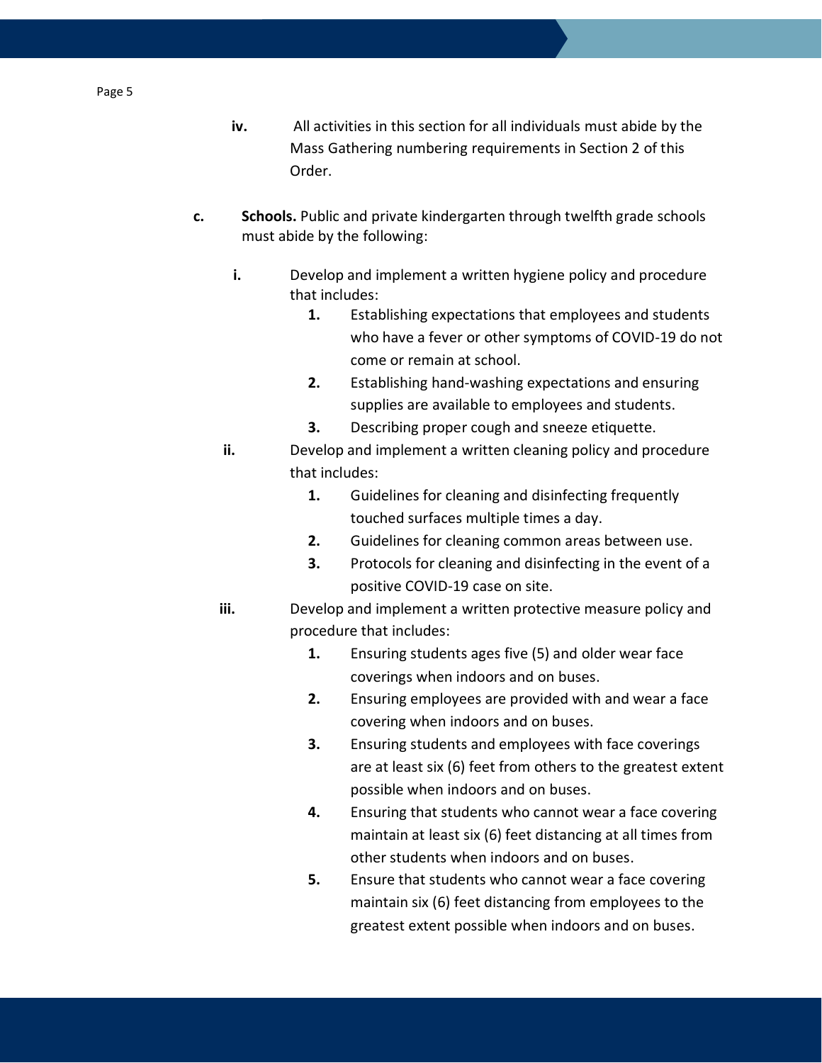iv. All activities in this section for all individuals must abide by the Mass Gathering numbering requirements in Section 2 of this Order.

c. **Schools.** Public and private kindergarten through twelfth grade schools must abide by the following:

   i. Develop and implement a written hygiene policy and procedure that includes:
      1. Establishing expectations that employees and students who have a fever or other symptoms of COVID-19 do not come or remain at school.
      2. Establishing hand-washing expectations and ensuring supplies are available to employees and students.
      3. Describing proper cough and sneeze etiquette.

   ii. Develop and implement a written cleaning policy and procedure that includes:
      1. Guidelines for cleaning and disinfecting frequently touched surfaces multiple times a day.
      2. Guidelines for cleaning common areas between use.
      3. Protocols for cleaning and disinfecting in the event of a positive COVID-19 case on site.

   iii. Develop and implement a written protective measure policy and procedure that includes:
      1. Ensuring students ages five (5) and older wear face coverings when indoors and on buses.
      2. Ensuring employees are provided with and wear a face covering when indoors and on buses.
      3. Ensuring students and employees with face coverings are at least six (6) feet from others to the greatest extent possible when indoors and on buses.
      4. Ensuring that students who cannot wear a face covering maintain at least six (6) feet distancing at all times from other students when indoors and on buses.
      5. Ensure that students who cannot wear a face covering maintain six (6) feet distancing from employees to the greatest extent possible when indoors and on buses.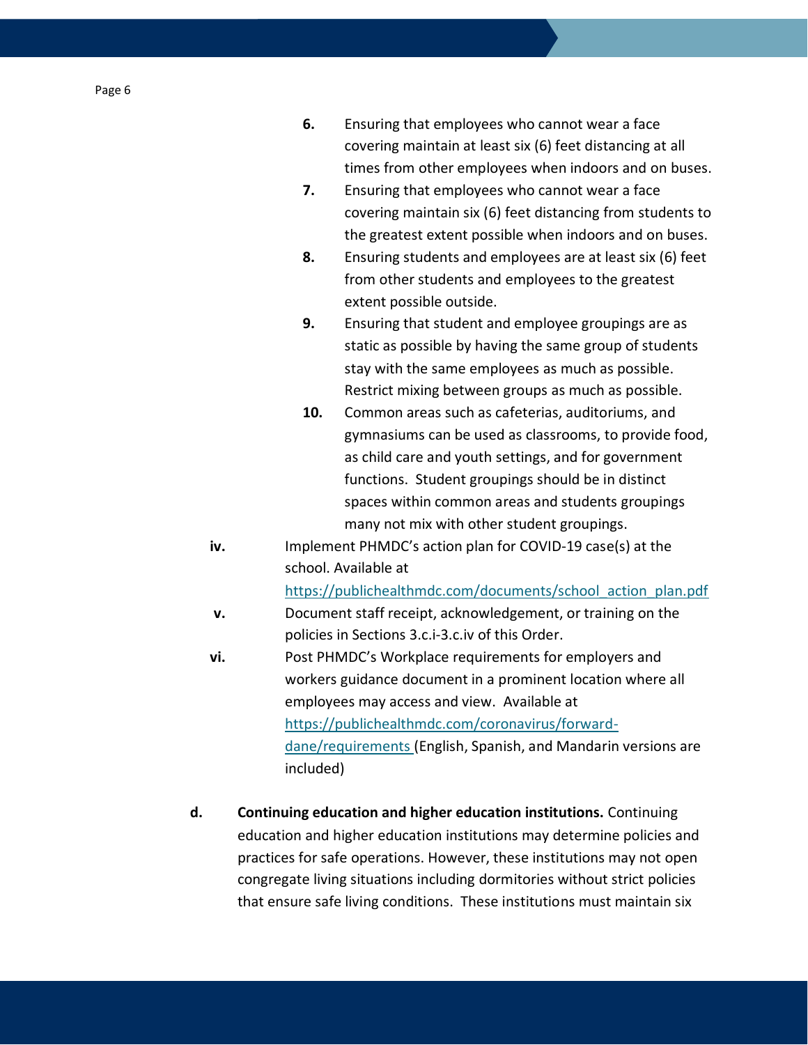6. Ensuring that employees who cannot wear a face covering maintain at least six (6) feet distancing at all times from other employees when indoors and on buses.
7. Ensuring that employees who cannot wear a face covering maintain six (6) feet distancing from students to the greatest extent possible when indoors and on buses.
8. Ensuring students and employees are at least six (6) feet from other students and employees to the greatest extent possible outside.
9. Ensuring that student and employee groupings are as static as possible by having the same group of students stay with the same employees as much as possible. Restrict mixing between groups as much as possible.
10. Common areas such as cafeterias, auditoriums, and gymnasiums can be used as classrooms, to provide food, as child care and youth settings, and for government functions. Student groupings should be in distinct spaces within common areas and students groupings many not mix with other student groupings.

iv. Implement PHMDC's action plan for COVID-19 case(s) at the school. Available at https://publichealthmdc.com/documents/school_action_plan.pdf

v. Document staff receipt, acknowledgement, or training on the policies in Sections 3.c.i-3.c.iv of this Order.

vi. Post PHMDC's Workplace requirements for employers and workers guidance document in a prominent location where all employees may access and view. Available at https://publichealthmdc.com/coronavirus/forward-dane/requirements (English, Spanish, and Mandarin versions are included)

d. **Continuing education and higher education institutions.** Continuing education and higher education institutions may determine policies and practices for safe operations. However, these institutions may not open congregate living situations including dormitories without strict policies that ensure safe living conditions. These institutions must maintain six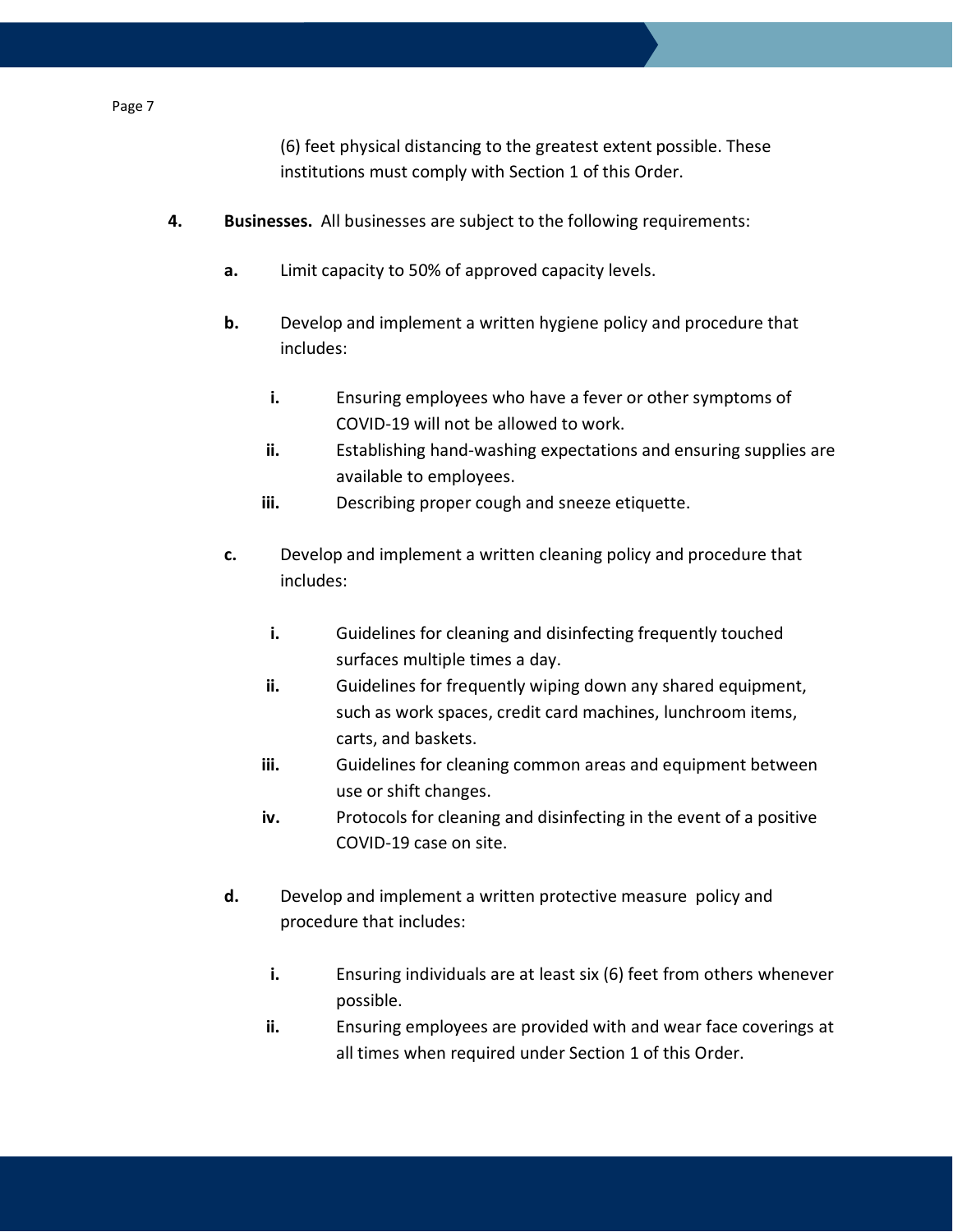(6) feet physical distancing to the greatest extent possible. These institutions must comply with Section 1 of this Order.

4. **Businesses.** All businesses are subject to the following requirements:

   a. Limit capacity to 50% of approved capacity levels.

   b. Develop and implement a written hygiene policy and procedure that includes:

      i. Ensuring employees who have a fever or other symptoms of COVID-19 will not be allowed to work.
      ii. Establishing hand-washing expectations and ensuring supplies are available to employees.
      iii. Describing proper cough and sneeze etiquette.

   c. Develop and implement a written cleaning policy and procedure that includes:

      i. Guidelines for cleaning and disinfecting frequently touched surfaces multiple times a day.
      ii. Guidelines for frequently wiping down any shared equipment, such as work spaces, credit card machines, lunchroom items, carts, and baskets.
      iii. Guidelines for cleaning common areas and equipment between use or shift changes.
      iv. Protocols for cleaning and disinfecting in the event of a positive COVID-19 case on site.

   d. Develop and implement a written protective measure policy and procedure that includes:

      i. Ensuring individuals are at least six (6) feet from others whenever possible.
      ii. Ensuring employees are provided with and wear face coverings at all times when required under Section 1 of this Order.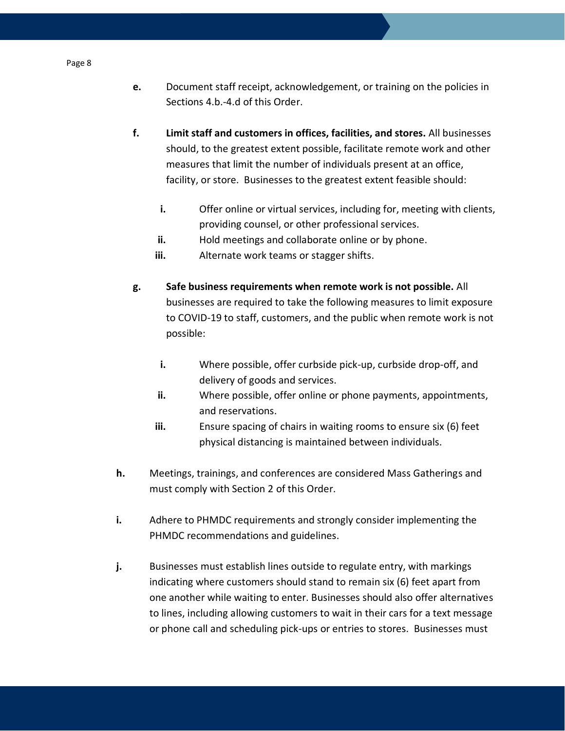**e.** Document staff receipt, acknowledgement, or training on the policies in Sections 4.b.-4.d of this Order.

**f.** **Limit staff and customers in offices, facilities, and stores.** All businesses should, to the greatest extent possible, facilitate remote work and other measures that limit the number of individuals present at an office, facility, or store. Businesses to the greatest extent feasible should:

- **i.** Offer online or virtual services, including for, meeting with clients, providing counsel, or other professional services.
- **ii.** Hold meetings and collaborate online or by phone.
- **iii.** Alternate work teams or stagger shifts.

**g.** **Safe business requirements when remote work is not possible.** All businesses are required to take the following measures to limit exposure to COVID-19 to staff, customers, and the public when remote work is not possible:

- **i.** Where possible, offer curbside pick-up, curbside drop-off, and delivery of goods and services.
- **ii.** Where possible, offer online or phone payments, appointments, and reservations.
- **iii.** Ensure spacing of chairs in waiting rooms to ensure six (6) feet physical distancing is maintained between individuals.

**h.** Meetings, trainings, and conferences are considered Mass Gatherings and must comply with Section 2 of this Order.

**i.** Adhere to PHMDC requirements and strongly consider implementing the PHMDC recommendations and guidelines.

**j.** Businesses must establish lines outside to regulate entry, with markings indicating where customers should stand to remain six (6) feet apart from one another while waiting to enter. Businesses should also offer alternatives to lines, including allowing customers to wait in their cars for a text message or phone call and scheduling pick-ups or entries to stores. Businesses must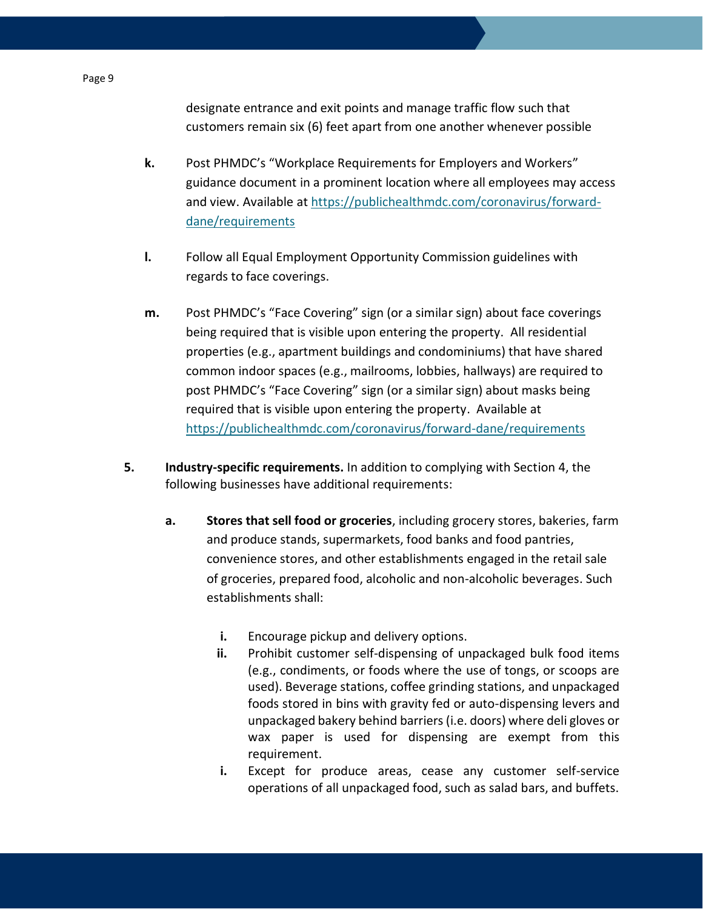designate entrance and exit points and manage traffic flow such that customers remain six (6) feet apart from one another whenever possible

**k.** Post PHMDC's "Workplace Requirements for Employers and Workers" guidance document in a prominent location where all employees may access and view. Available at [https://publichealthmdc.com/coronavirus/forward-dane/requirements](https://publichealthmdc.com/coronavirus/forward-dane/requirements)

**l.** Follow all Equal Employment Opportunity Commission guidelines with regards to face coverings.

**m.** Post PHMDC's "Face Covering" sign (or a similar sign) about face coverings being required that is visible upon entering the property. All residential properties (e.g., apartment buildings and condominiums) that have shared common indoor spaces (e.g., mailrooms, lobbies, hallways) are required to post PHMDC's "Face Covering" sign (or a similar sign) about masks being required that is visible upon entering the property. Available at [https://publichealthmdc.com/coronavirus/forward-dane/requirements](https://publichealthmdc.com/coronavirus/forward-dane/requirements)

**5.** **Industry-specific requirements.** In addition to complying with Section 4, the following businesses have additional requirements:

**a.** **Stores that sell food or groceries**, including grocery stores, bakeries, farm and produce stands, supermarkets, food banks and food pantries, convenience stores, and other establishments engaged in the retail sale of groceries, prepared food, alcoholic and non-alcoholic beverages. Such establishments shall:

**i.** Encourage pickup and delivery options.

**ii.** Prohibit customer self-dispensing of unpackaged bulk food items (e.g., condiments, or foods where the use of tongs, or scoops are used). Beverage stations, coffee grinding stations, and unpackaged foods stored in bins with gravity fed or auto-dispensing levers and unpackaged bakery behind barriers (i.e. doors) where deli gloves or wax paper is used for dispensing are exempt from this requirement.

**i.** Except for produce areas, cease any customer self-service operations of all unpackaged food, such as salad bars, and buffets.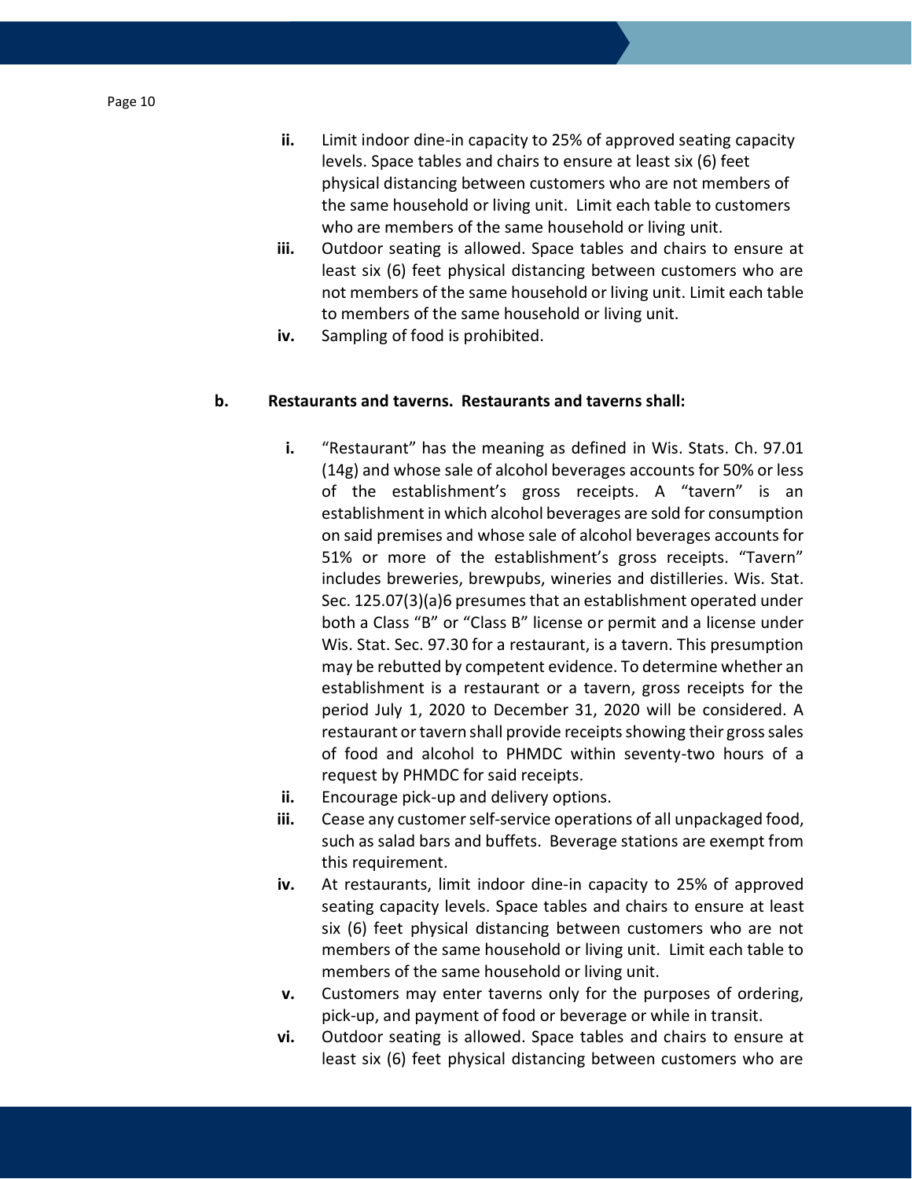ii. Limit indoor dine-in capacity to 25% of approved seating capacity levels. Space tables and chairs to ensure at least six (6) feet physical distancing between customers who are not members of the same household or living unit. Limit each table to customers who are members of the same household or living unit.

iii. Outdoor seating is allowed. Space tables and chairs to ensure at least six (6) feet physical distancing between customers who are not members of the same household or living unit. Limit each table to members of the same household or living unit.

iv. Sampling of food is prohibited.

**b. Restaurants and taverns. Restaurants and taverns shall:**

i. "Restaurant" has the meaning as defined in Wis. Stats. Ch. 97.01 (14g) and whose sale of alcohol beverages accounts for 50% or less of the establishment's gross receipts. A "tavern" is an establishment in which alcohol beverages are sold for consumption on said premises and whose sale of alcohol beverages accounts for 51% or more of the establishment's gross receipts. "Tavern" includes breweries, brewpubs, wineries and distilleries. Wis. Stat. Sec. 125.07(3)(a)6 presumes that an establishment operated under both a Class "B" or "Class B" license or permit and a license under Wis. Stat. Sec. 97.30 for a restaurant, is a tavern. This presumption may be rebutted by competent evidence. To determine whether an establishment is a restaurant or a tavern, gross receipts for the period July 1, 2020 to December 31, 2020 will be considered. A restaurant or tavern shall provide receipts showing their gross sales of food and alcohol to PHMDC within seventy-two hours of a request by PHMDC for said receipts.

ii. Encourage pick-up and delivery options.

iii. Cease any customer self-service operations of all unpackaged food, such as salad bars and buffets. Beverage stations are exempt from this requirement.

iv. At restaurants, limit indoor dine-in capacity to 25% of approved seating capacity levels. Space tables and chairs to ensure at least six (6) feet physical distancing between customers who are not members of the same household or living unit. Limit each table to members of the same household or living unit.

v. Customers may enter taverns only for the purposes of ordering, pick-up, and payment of food or beverage or while in transit.

vi. Outdoor seating is allowed. Space tables and chairs to ensure at least six (6) feet physical distancing between customers who are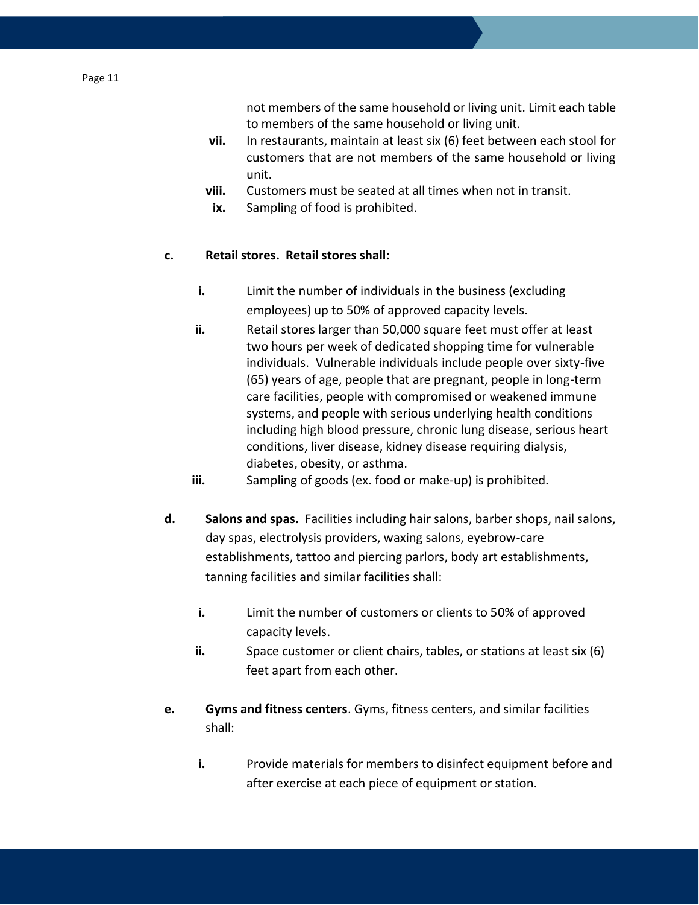not members of the same household or living unit. Limit each table to members of the same household or living unit.

vii. In restaurants, maintain at least six (6) feet between each stool for customers that are not members of the same household or living unit.

viii. Customers must be seated at all times when not in transit.

ix. Sampling of food is prohibited.

**c. Retail stores. Retail stores shall:**

i. Limit the number of individuals in the business (excluding employees) up to 50% of approved capacity levels.

ii. Retail stores larger than 50,000 square feet must offer at least two hours per week of dedicated shopping time for vulnerable individuals. Vulnerable individuals include people over sixty-five (65) years of age, people that are pregnant, people in long-term care facilities, people with compromised or weakened immune systems, and people with serious underlying health conditions including high blood pressure, chronic lung disease, serious heart conditions, liver disease, kidney disease requiring dialysis, diabetes, obesity, or asthma.

iii. Sampling of goods (ex. food or make-up) is prohibited.

**d. Salons and spas.** Facilities including hair salons, barber shops, nail salons, day spas, electrolysis providers, waxing salons, eyebrow-care establishments, tattoo and piercing parlors, body art establishments, tanning facilities and similar facilities shall:

i. Limit the number of customers or clients to 50% of approved capacity levels.

ii. Space customer or client chairs, tables, or stations at least six (6) feet apart from each other.

**e. Gyms and fitness centers**. Gyms, fitness centers, and similar facilities shall:

i. Provide materials for members to disinfect equipment before and after exercise at each piece of equipment or station.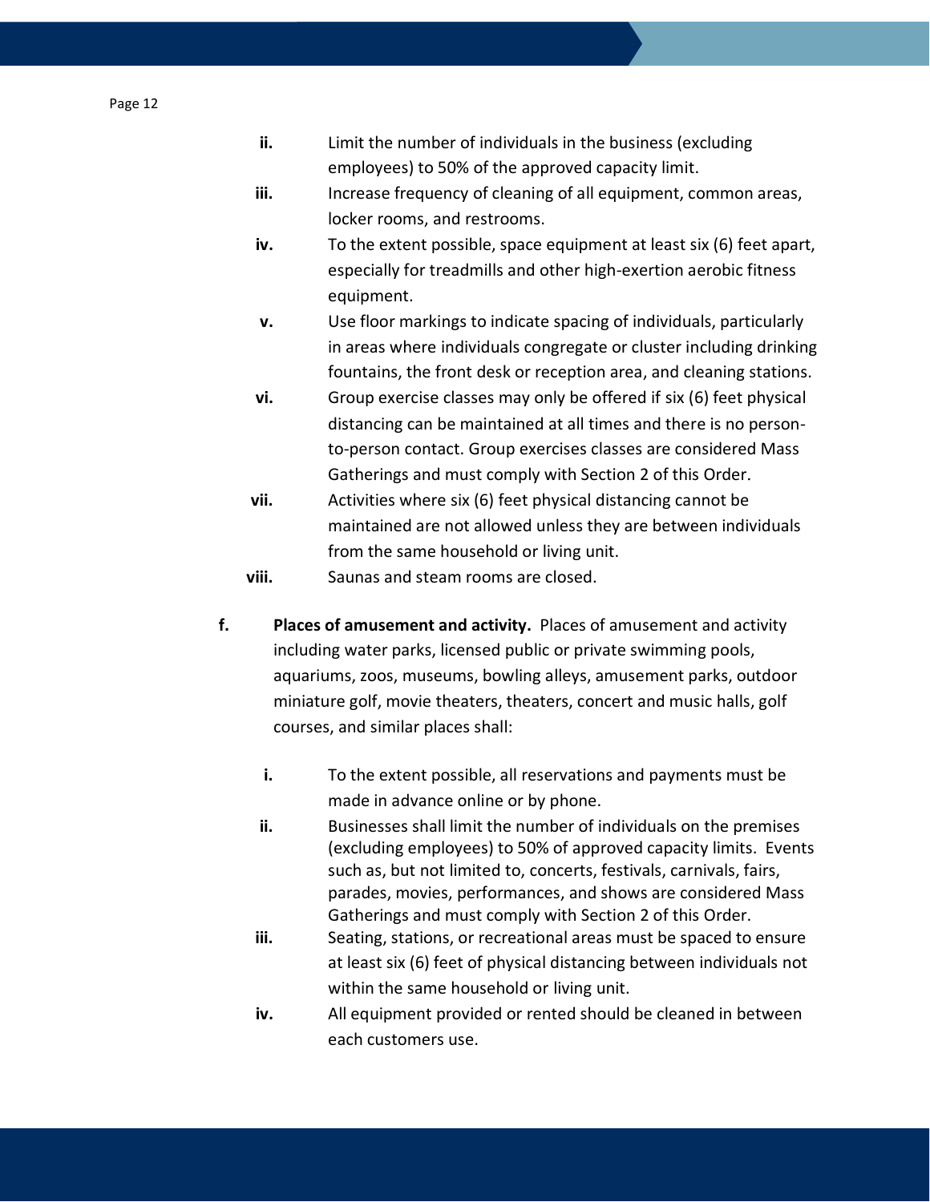ii. Limit the number of individuals in the business (excluding employees) to 50% of the approved capacity limit.

iii. Increase frequency of cleaning of all equipment, common areas, locker rooms, and restrooms.

iv. To the extent possible, space equipment at least six (6) feet apart, especially for treadmills and other high-exertion aerobic fitness equipment.

v. Use floor markings to indicate spacing of individuals, particularly in areas where individuals congregate or cluster including drinking fountains, the front desk or reception area, and cleaning stations.

vi. Group exercise classes may only be offered if six (6) feet physical distancing can be maintained at all times and there is no person-to-person contact. Group exercises classes are considered Mass Gatherings and must comply with Section 2 of this Order.

vii. Activities where six (6) feet physical distancing cannot be maintained are not allowed unless they are between individuals from the same household or living unit.

viii. Saunas and steam rooms are closed.

f. **Places of amusement and activity.** Places of amusement and activity including water parks, licensed public or private swimming pools, aquariums, zoos, museums, bowling alleys, amusement parks, outdoor miniature golf, movie theaters, theaters, concert and music halls, golf courses, and similar places shall:

i. To the extent possible, all reservations and payments must be made in advance online or by phone.

ii. Businesses shall limit the number of individuals on the premises (excluding employees) to 50% of approved capacity limits. Events such as, but not limited to, concerts, festivals, carnivals, fairs, parades, movies, performances, and shows are considered Mass Gatherings and must comply with Section 2 of this Order.

iii. Seating, stations, or recreational areas must be spaced to ensure at least six (6) feet of physical distancing between individuals not within the same household or living unit.

iv. All equipment provided or rented should be cleaned in between each customers use.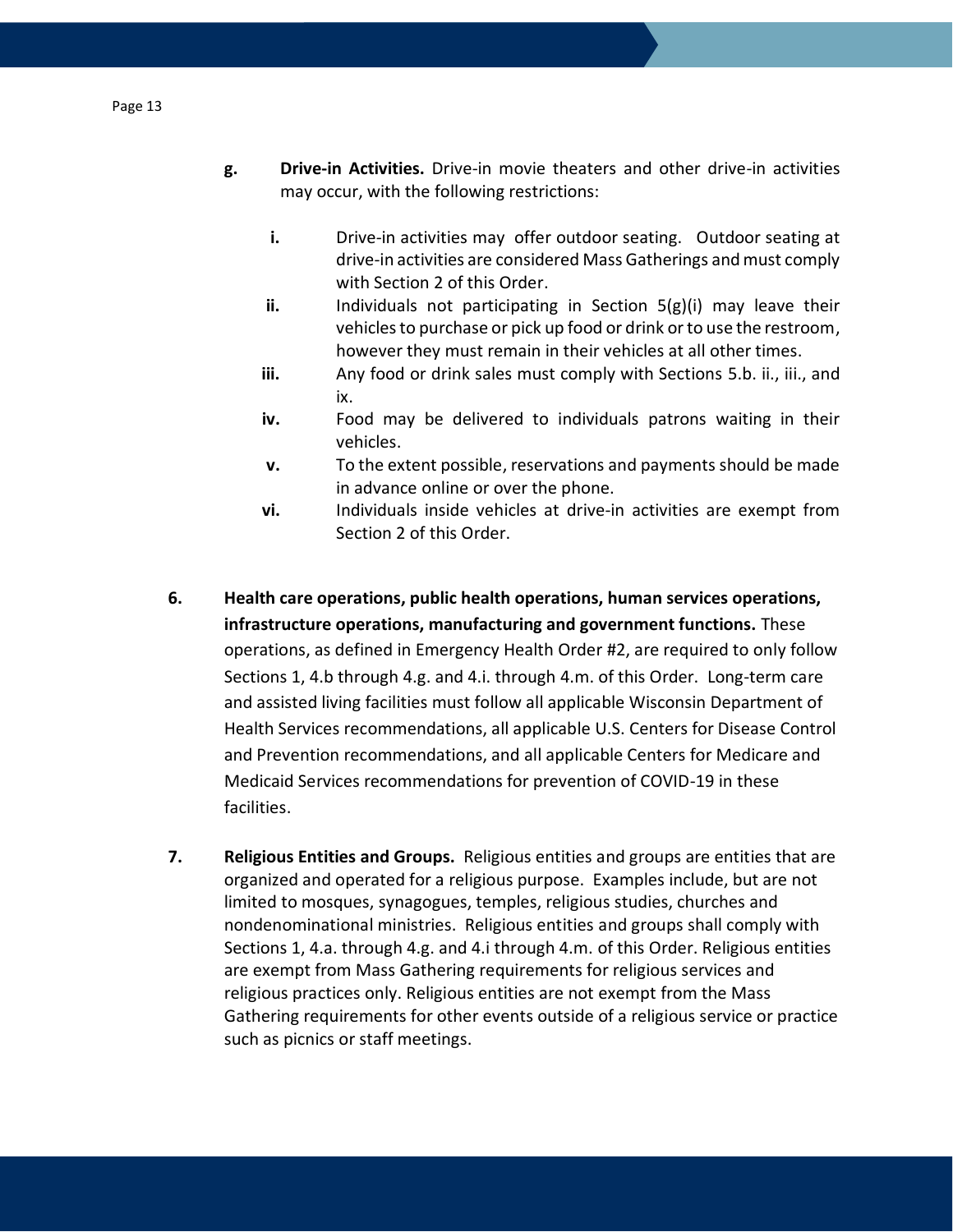**g.** **Drive-in Activities.** Drive-in movie theaters and other drive-in activities may occur, with the following restrictions:

  **i.** Drive-in activities may offer outdoor seating. Outdoor seating at drive-in activities are considered Mass Gatherings and must comply with Section 2 of this Order.

  **ii.** Individuals not participating in Section 5(g)(i) may leave their vehicles to purchase or pick up food or drink or to use the restroom, however they must remain in their vehicles at all other times.

  **iii.** Any food or drink sales must comply with Sections 5.b. ii., iii., and ix.

  **iv.** Food may be delivered to individuals patrons waiting in their vehicles.

  **v.** To the extent possible, reservations and payments should be made in advance online or over the phone.

  **vi.** Individuals inside vehicles at drive-in activities are exempt from Section 2 of this Order.

**6.** **Health care operations, public health operations, human services operations, infrastructure operations, manufacturing and government functions.** These operations, as defined in Emergency Health Order #2, are required to only follow Sections 1, 4.b through 4.g. and 4.i. through 4.m. of this Order. Long-term care and assisted living facilities must follow all applicable Wisconsin Department of Health Services recommendations, all applicable U.S. Centers for Disease Control and Prevention recommendations, and all applicable Centers for Medicare and Medicaid Services recommendations for prevention of COVID-19 in these facilities.

**7.** **Religious Entities and Groups.** Religious entities and groups are entities that are organized and operated for a religious purpose. Examples include, but are not limited to mosques, synagogues, temples, religious studies, churches and nondenominational ministries. Religious entities and groups shall comply with Sections 1, 4.a. through 4.g. and 4.i through 4.m. of this Order. Religious entities are exempt from Mass Gathering requirements for religious services and religious practices only. Religious entities are not exempt from the Mass Gathering requirements for other events outside of a religious service or practice such as picnics or staff meetings.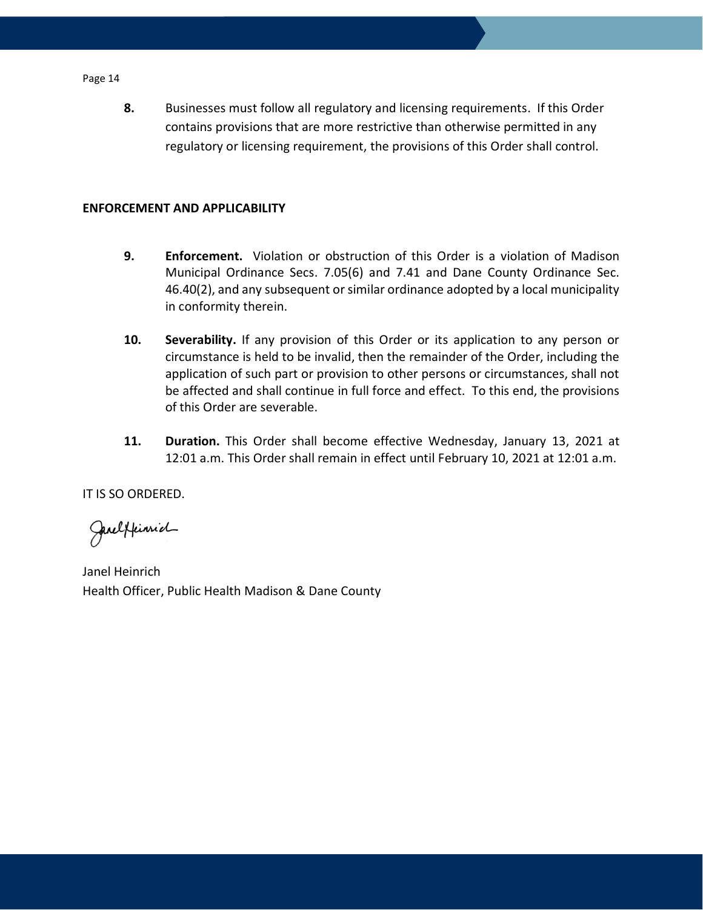8. Businesses must follow all regulatory and licensing requirements. If this Order contains provisions that are more restrictive than otherwise permitted in any regulatory or licensing requirement, the provisions of this Order shall control.

**ENFORCEMENT AND APPLICABILITY**

9. **Enforcement.** Violation or obstruction of this Order is a violation of Madison Municipal Ordinance Secs. 7.05(6) and 7.41 and Dane County Ordinance Sec. 46.40(2), and any subsequent or similar ordinance adopted by a local municipality in conformity therein.

10. **Severability.** If any provision of this Order or its application to any person or circumstance is held to be invalid, then the remainder of the Order, including the application of such part or provision to other persons or circumstances, shall not be affected and shall continue in full force and effect. To this end, the provisions of this Order are severable.

11. **Duration.** This Order shall become effective Wednesday, January 13, 2021 at 12:01 a.m. This Order shall remain in effect until February 10, 2021 at 12:01 a.m.

IT IS SO ORDERED.

Janel Heinrich
Health Officer, Public Health Madison & Dane County